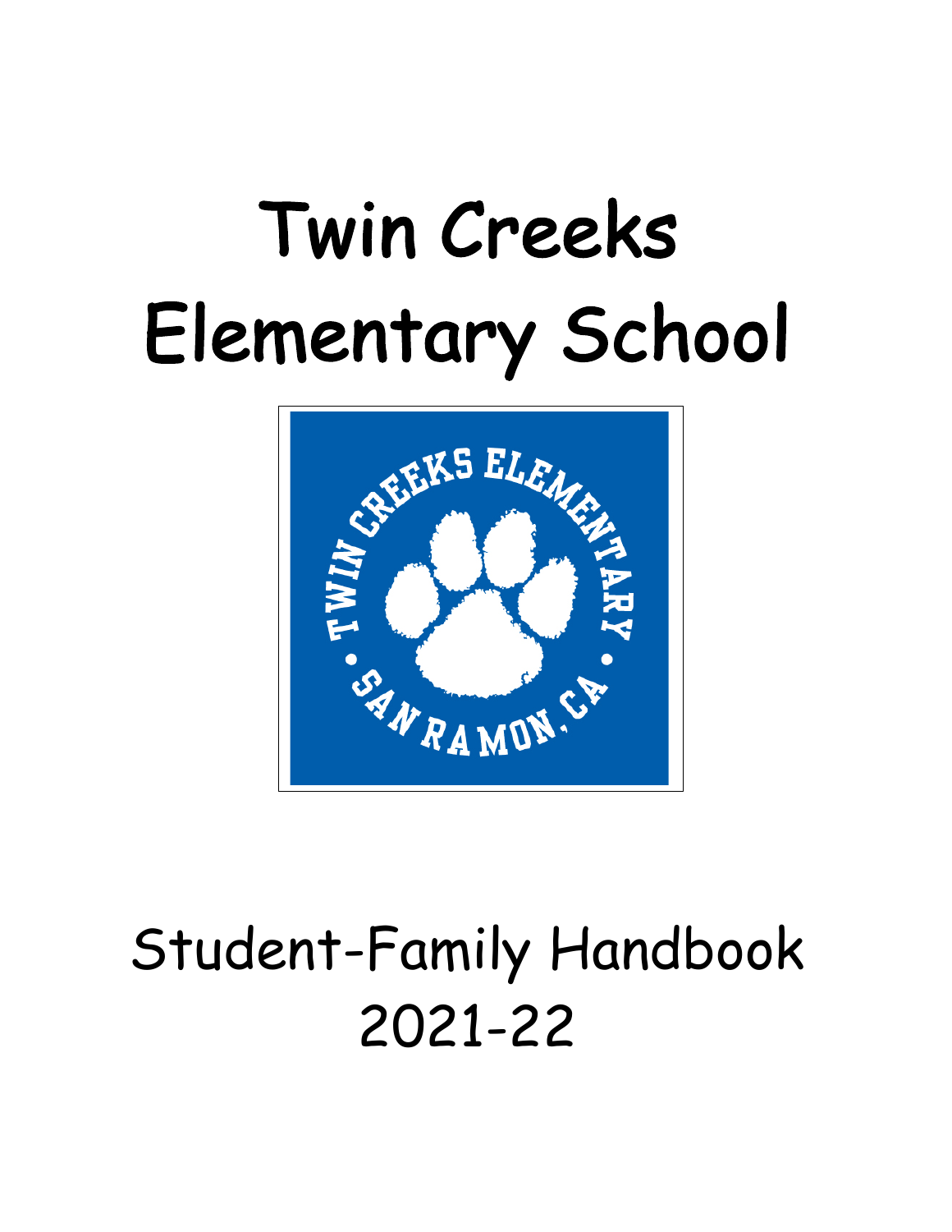# Twin Creeks Elementary School

## Student-Family Handbook 2021-22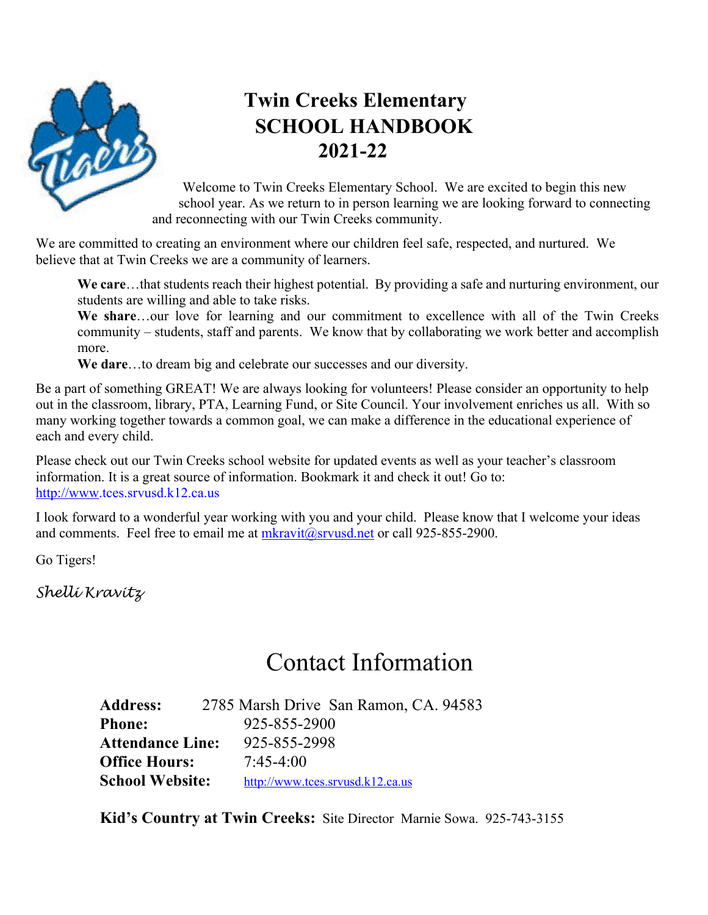# Twin Creeks Elementary
## SCHOOL HANDBOOK
## 2021-22

Welcome to Twin Creeks Elementary School. We are excited to begin this new school year. As we return to in person learning we are looking forward to connecting and reconnecting with our Twin Creeks community.

We are committed to creating an environment where our children feel safe, respected, and nurtured. We believe that at Twin Creeks we are a community of learners.

> **We care**…that students reach their highest potential. By providing a safe and nurturing environment, our students are willing and able to take risks.
>
> **We share**…our love for learning and our commitment to excellence with all of the Twin Creeks community – students, staff and parents. We know that by collaborating we work better and accomplish more.
>
> **We dare**…to dream big and celebrate our successes and our diversity.

Be a part of something GREAT! We are always looking for volunteers! Please consider an opportunity to help out in the classroom, library, PTA, Learning Fund, or Site Council. Your involvement enriches us all. With so many working together towards a common goal, we can make a difference in the educational experience of each and every child.

Please check out our Twin Creeks school website for updated events as well as your teacher's classroom information. It is a great source of information. Bookmark it and check it out! Go to: http://www.tces.srvusd.k12.ca.us

I look forward to a wonderful year working with you and your child. Please know that I welcome your ideas and comments. Feel free to email me at mkravit@srvusd.net or call 925-855-2900.

Go Tigers!

*Shelli Kravitz*

# Contact Information

**Address:** 2785 Marsh Drive San Ramon, CA. 94583
**Phone:** 925-855-2900
**Attendance Line:** 925-855-2998
**Office Hours:** 7:45-4:00
**School Website:** http://www.tces.srvusd.k12.ca.us

**Kid's Country at Twin Creeks:** Site Director Marnie Sowa. 925-743-3155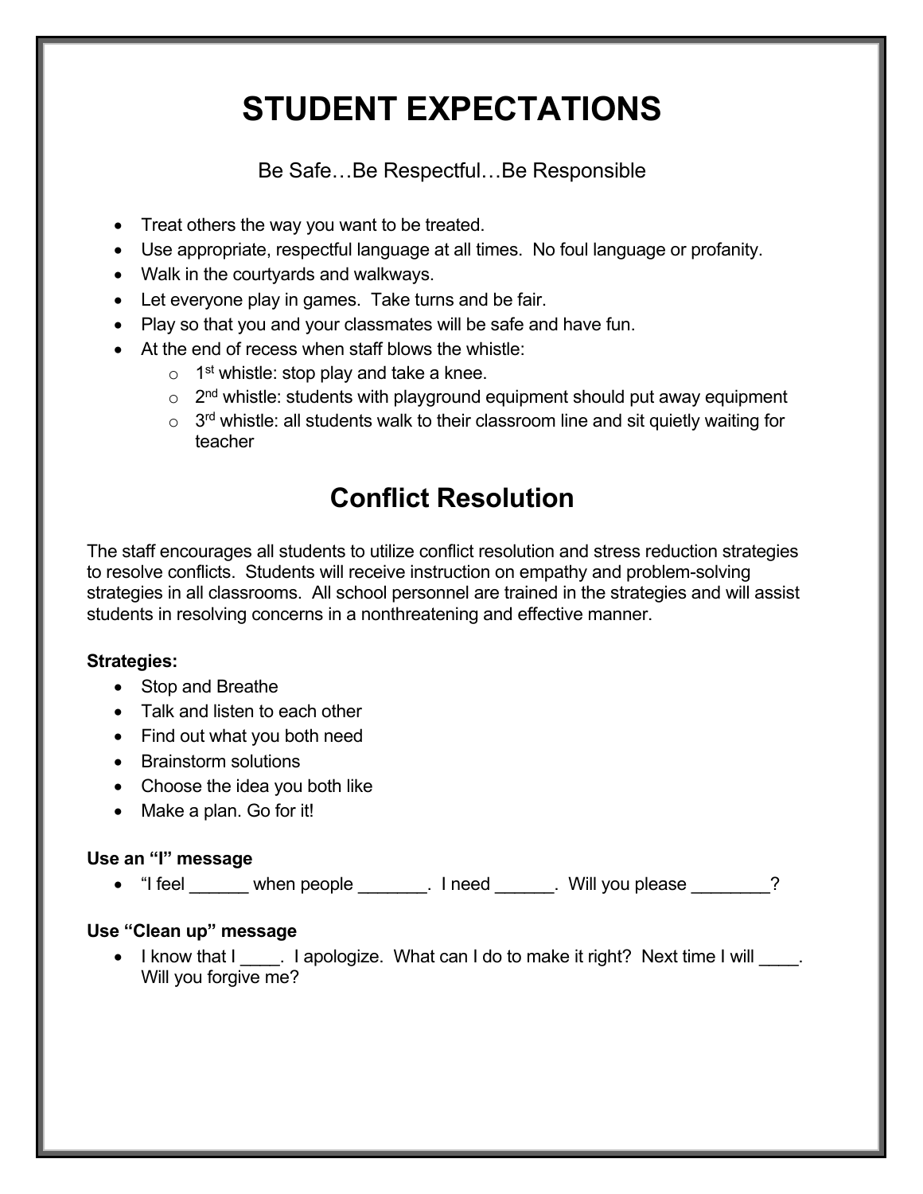# STUDENT EXPECTATIONS

Be Safe…Be Respectful…Be Responsible

- Treat others the way you want to be treated.
- Use appropriate, respectful language at all times. No foul language or profanity.
- Walk in the courtyards and walkways.
- Let everyone play in games. Take turns and be fair.
- Play so that you and your classmates will be safe and have fun.
- At the end of recess when staff blows the whistle:
  - 1st whistle: stop play and take a knee.
  - 2nd whistle: students with playground equipment should put away equipment
  - 3rd whistle: all students walk to their classroom line and sit quietly waiting for teacher

## Conflict Resolution

The staff encourages all students to utilize conflict resolution and stress reduction strategies to resolve conflicts. Students will receive instruction on empathy and problem-solving strategies in all classrooms. All school personnel are trained in the strategies and will assist students in resolving concerns in a nonthreatening and effective manner.

**Strategies:**

- Stop and Breathe
- Talk and listen to each other
- Find out what you both need
- Brainstorm solutions
- Choose the idea you both like
- Make a plan. Go for it!

**Use an "I" message**

- "I feel ______ when people _______. I need ______. Will you please ________?

**Use "Clean up" message**

- I know that I ____. I apologize. What can I do to make it right? Next time I will ____. Will you forgive me?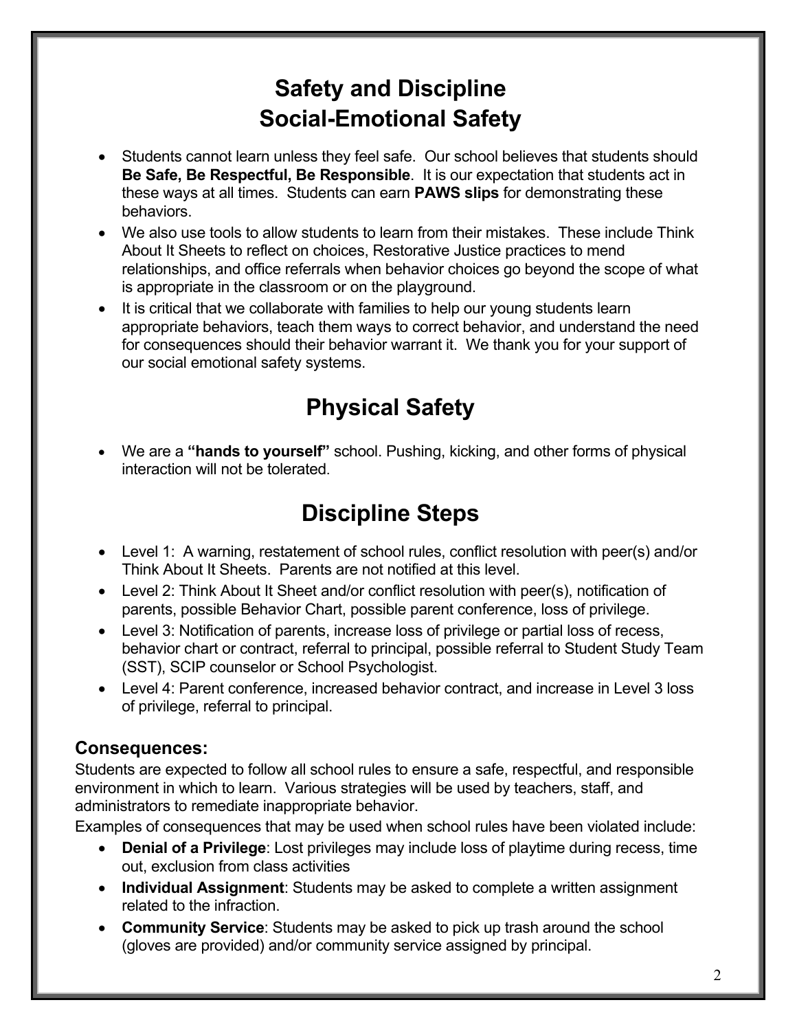# Safety and Discipline
# Social-Emotional Safety

- Students cannot learn unless they feel safe. Our school believes that students should **Be Safe, Be Respectful, Be Responsible**. It is our expectation that students act in these ways at all times. Students can earn **PAWS slips** for demonstrating these behaviors.
- We also use tools to allow students to learn from their mistakes. These include Think About It Sheets to reflect on choices, Restorative Justice practices to mend relationships, and office referrals when behavior choices go beyond the scope of what is appropriate in the classroom or on the playground.
- It is critical that we collaborate with families to help our young students learn appropriate behaviors, teach them ways to correct behavior, and understand the need for consequences should their behavior warrant it. We thank you for your support of our social emotional safety systems.

# Physical Safety

- We are a **"hands to yourself"** school. Pushing, kicking, and other forms of physical interaction will not be tolerated.

# Discipline Steps

- Level 1: A warning, restatement of school rules, conflict resolution with peer(s) and/or Think About It Sheets. Parents are not notified at this level.
- Level 2: Think About It Sheet and/or conflict resolution with peer(s), notification of parents, possible Behavior Chart, possible parent conference, loss of privilege.
- Level 3: Notification of parents, increase loss of privilege or partial loss of recess, behavior chart or contract, referral to principal, possible referral to Student Study Team (SST), SCIP counselor or School Psychologist.
- Level 4: Parent conference, increased behavior contract, and increase in Level 3 loss of privilege, referral to principal.

### Consequences:

Students are expected to follow all school rules to ensure a safe, respectful, and responsible environment in which to learn. Various strategies will be used by teachers, staff, and administrators to remediate inappropriate behavior.

Examples of consequences that may be used when school rules have been violated include:

- **Denial of a Privilege**: Lost privileges may include loss of playtime during recess, time out, exclusion from class activities
- **Individual Assignment**: Students may be asked to complete a written assignment related to the infraction.
- **Community Service**: Students may be asked to pick up trash around the school (gloves are provided) and/or community service assigned by principal.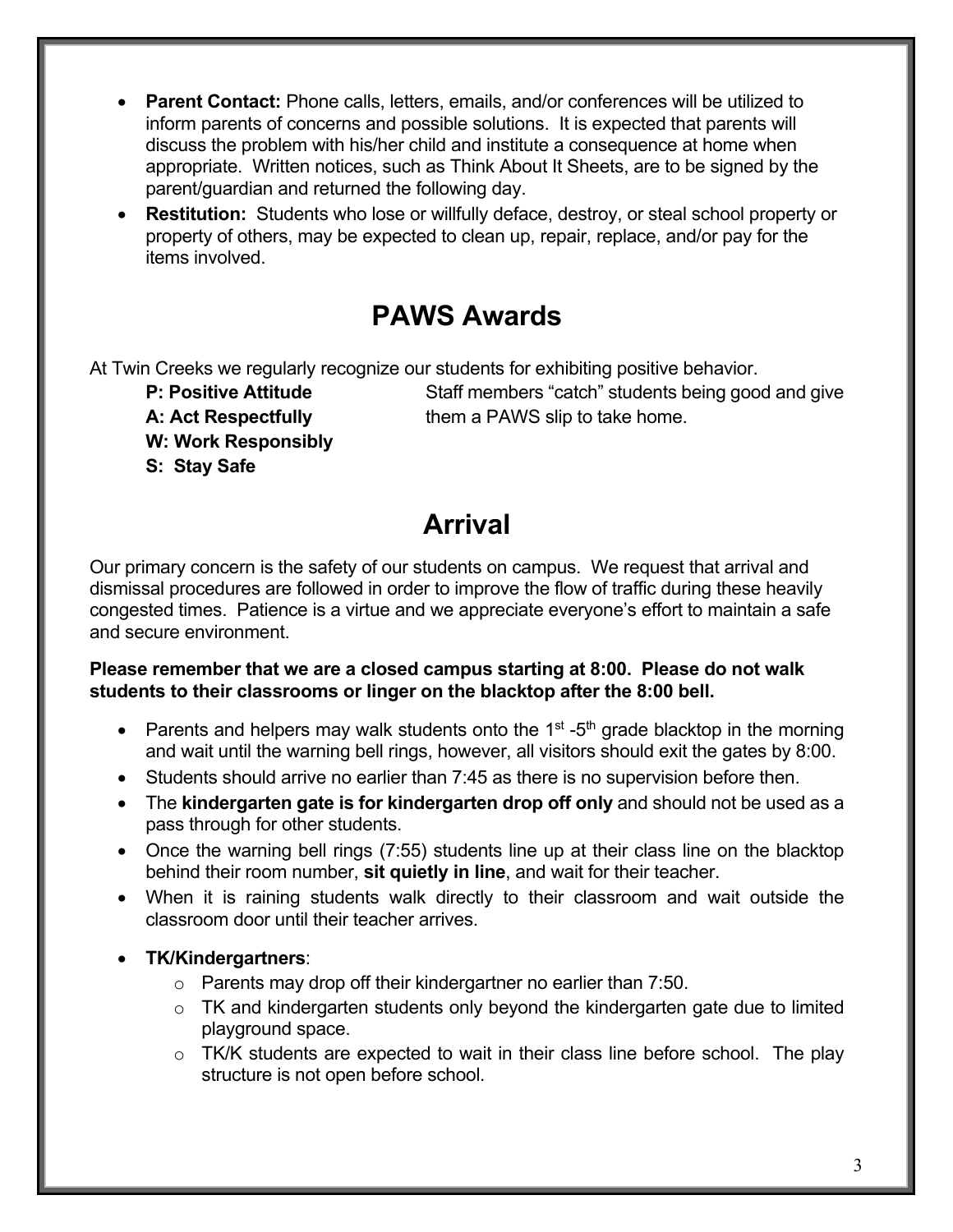- **Parent Contact:** Phone calls, letters, emails, and/or conferences will be utilized to inform parents of concerns and possible solutions. It is expected that parents will discuss the problem with his/her child and institute a consequence at home when appropriate. Written notices, such as Think About It Sheets, are to be signed by the parent/guardian and returned the following day.
- **Restitution:** Students who lose or willfully deface, destroy, or steal school property or property of others, may be expected to clean up, repair, replace, and/or pay for the items involved.

# PAWS Awards

At Twin Creeks we regularly recognize our students for exhibiting positive behavior.

**P: Positive Attitude**
**A: Act Respectfully**
**W: Work Responsibly**
**S: Stay Safe**

Staff members "catch" students being good and give them a PAWS slip to take home.

# Arrival

Our primary concern is the safety of our students on campus. We request that arrival and dismissal procedures are followed in order to improve the flow of traffic during these heavily congested times. Patience is a virtue and we appreciate everyone's effort to maintain a safe and secure environment.

**Please remember that we are a closed campus starting at 8:00. Please do not walk students to their classrooms or linger on the blacktop after the 8:00 bell.**

- Parents and helpers may walk students onto the 1st -5th grade blacktop in the morning and wait until the warning bell rings, however, all visitors should exit the gates by 8:00.
- Students should arrive no earlier than 7:45 as there is no supervision before then.
- The **kindergarten gate is for kindergarten drop off only** and should not be used as a pass through for other students.
- Once the warning bell rings (7:55) students line up at their class line on the blacktop behind their room number, **sit quietly in line**, and wait for their teacher.
- When it is raining students walk directly to their classroom and wait outside the classroom door until their teacher arrives.
- **TK/Kindergartners**:
  - Parents may drop off their kindergartner no earlier than 7:50.
  - TK and kindergarten students only beyond the kindergarten gate due to limited playground space.
  - TK/K students are expected to wait in their class line before school. The play structure is not open before school.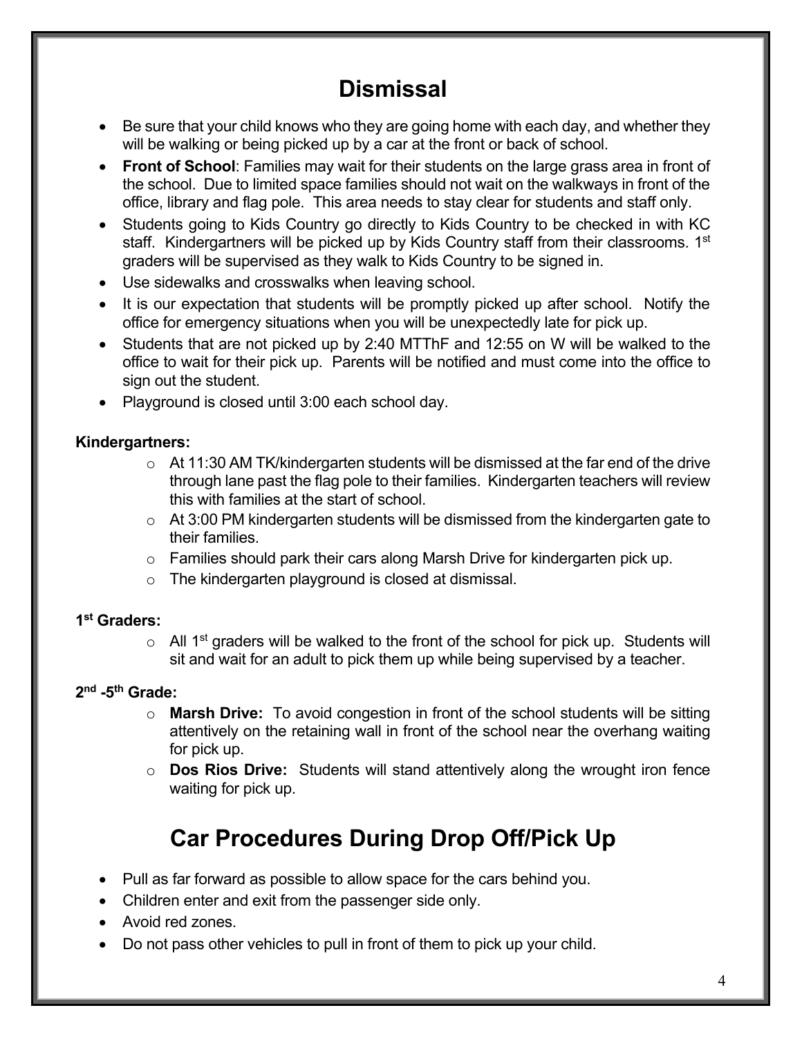# Dismissal

- Be sure that your child knows who they are going home with each day, and whether they will be walking or being picked up by a car at the front or back of school.
- **Front of School**: Families may wait for their students on the large grass area in front of the school. Due to limited space families should not wait on the walkways in front of the office, library and flag pole. This area needs to stay clear for students and staff only.
- Students going to Kids Country go directly to Kids Country to be checked in with KC staff. Kindergartners will be picked up by Kids Country staff from their classrooms. 1st graders will be supervised as they walk to Kids Country to be signed in.
- Use sidewalks and crosswalks when leaving school.
- It is our expectation that students will be promptly picked up after school. Notify the office for emergency situations when you will be unexpectedly late for pick up.
- Students that are not picked up by 2:40 MTThF and 12:55 on W will be walked to the office to wait for their pick up. Parents will be notified and must come into the office to sign out the student.
- Playground is closed until 3:00 each school day.

**Kindergartners:**

- At 11:30 AM TK/kindergarten students will be dismissed at the far end of the drive through lane past the flag pole to their families. Kindergarten teachers will review this with families at the start of school.
- At 3:00 PM kindergarten students will be dismissed from the kindergarten gate to their families.
- Families should park their cars along Marsh Drive for kindergarten pick up.
- The kindergarten playground is closed at dismissal.

**1st Graders:**

- All 1st graders will be walked to the front of the school for pick up. Students will sit and wait for an adult to pick them up while being supervised by a teacher.

**2nd -5th Grade:**

- **Marsh Drive:** To avoid congestion in front of the school students will be sitting attentively on the retaining wall in front of the school near the overhang waiting for pick up.
- **Dos Rios Drive:** Students will stand attentively along the wrought iron fence waiting for pick up.

# Car Procedures During Drop Off/Pick Up

- Pull as far forward as possible to allow space for the cars behind you.
- Children enter and exit from the passenger side only.
- Avoid red zones.
- Do not pass other vehicles to pull in front of them to pick up your child.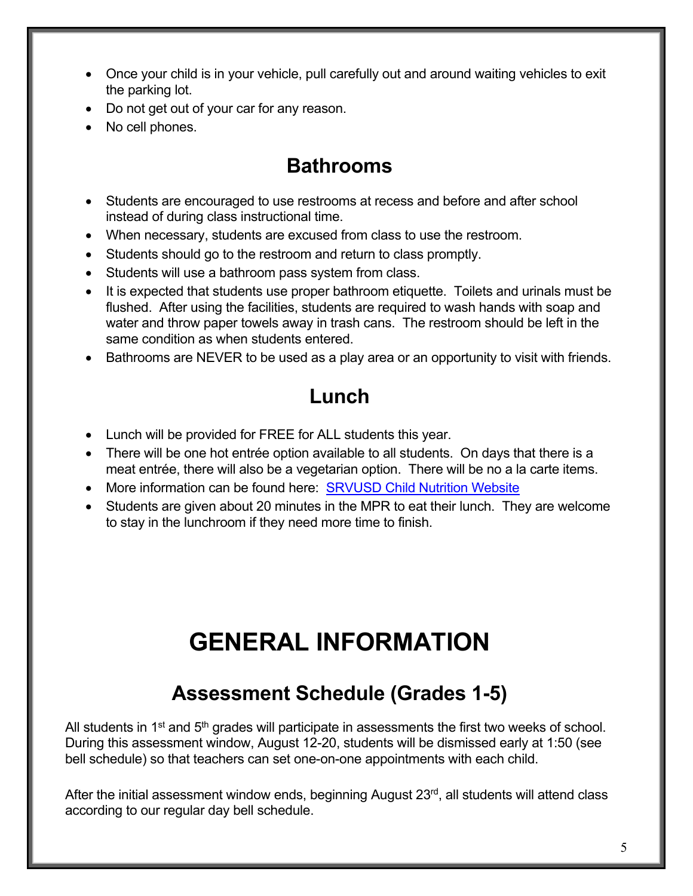- Once your child is in your vehicle, pull carefully out and around waiting vehicles to exit the parking lot.
- Do not get out of your car for any reason.
- No cell phones.

## Bathrooms

- Students are encouraged to use restrooms at recess and before and after school instead of during class instructional time.
- When necessary, students are excused from class to use the restroom.
- Students should go to the restroom and return to class promptly.
- Students will use a bathroom pass system from class.
- It is expected that students use proper bathroom etiquette. Toilets and urinals must be flushed. After using the facilities, students are required to wash hands with soap and water and throw paper towels away in trash cans. The restroom should be left in the same condition as when students entered.
- Bathrooms are NEVER to be used as a play area or an opportunity to visit with friends.

## Lunch

- Lunch will be provided for FREE for ALL students this year.
- There will be one hot entrée option available to all students. On days that there is a meat entrée, there will also be a vegetarian option. There will be no a la carte items.
- More information can be found here: SRVUSD Child Nutrition Website
- Students are given about 20 minutes in the MPR to eat their lunch. They are welcome to stay in the lunchroom if they need more time to finish.

# GENERAL INFORMATION

## Assessment Schedule (Grades 1-5)

All students in 1st and 5th grades will participate in assessments the first two weeks of school. During this assessment window, August 12-20, students will be dismissed early at 1:50 (see bell schedule) so that teachers can set one-on-one appointments with each child.

After the initial assessment window ends, beginning August 23rd, all students will attend class according to our regular day bell schedule.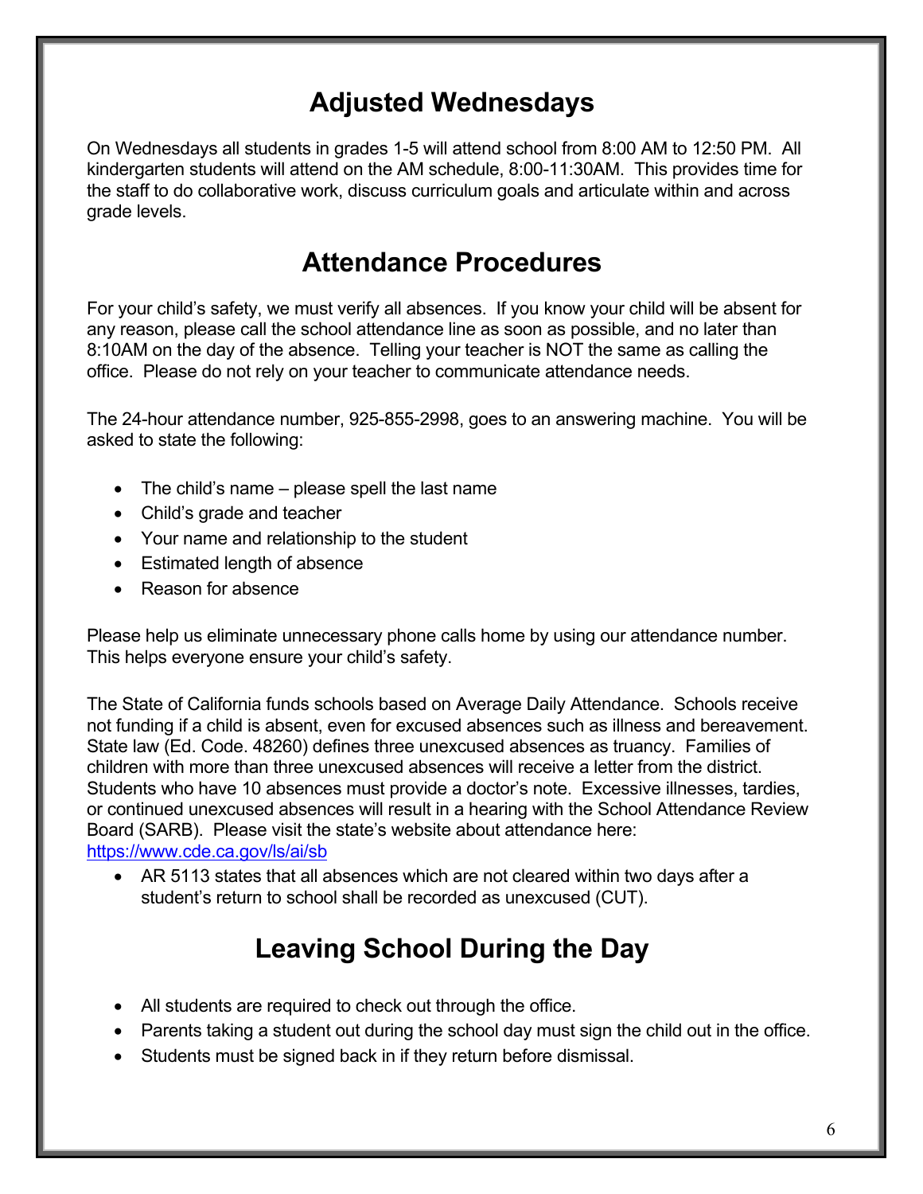# Adjusted Wednesdays

On Wednesdays all students in grades 1-5 will attend school from 8:00 AM to 12:50 PM. All kindergarten students will attend on the AM schedule, 8:00-11:30AM. This provides time for the staff to do collaborative work, discuss curriculum goals and articulate within and across grade levels.

# Attendance Procedures

For your child's safety, we must verify all absences. If you know your child will be absent for any reason, please call the school attendance line as soon as possible, and no later than 8:10AM on the day of the absence. Telling your teacher is NOT the same as calling the office. Please do not rely on your teacher to communicate attendance needs.

The 24-hour attendance number, 925-855-2998, goes to an answering machine. You will be asked to state the following:

- The child's name – please spell the last name
- Child's grade and teacher
- Your name and relationship to the student
- Estimated length of absence
- Reason for absence

Please help us eliminate unnecessary phone calls home by using our attendance number. This helps everyone ensure your child's safety.

The State of California funds schools based on Average Daily Attendance. Schools receive not funding if a child is absent, even for excused absences such as illness and bereavement. State law (Ed. Code. 48260) defines three unexcused absences as truancy. Families of children with more than three unexcused absences will receive a letter from the district. Students who have 10 absences must provide a doctor's note. Excessive illnesses, tardies, or continued unexcused absences will result in a hearing with the School Attendance Review Board (SARB). Please visit the state's website about attendance here: https://www.cde.ca.gov/ls/ai/sb

- AR 5113 states that all absences which are not cleared within two days after a student's return to school shall be recorded as unexcused (CUT).

# Leaving School During the Day

- All students are required to check out through the office.
- Parents taking a student out during the school day must sign the child out in the office.
- Students must be signed back in if they return before dismissal.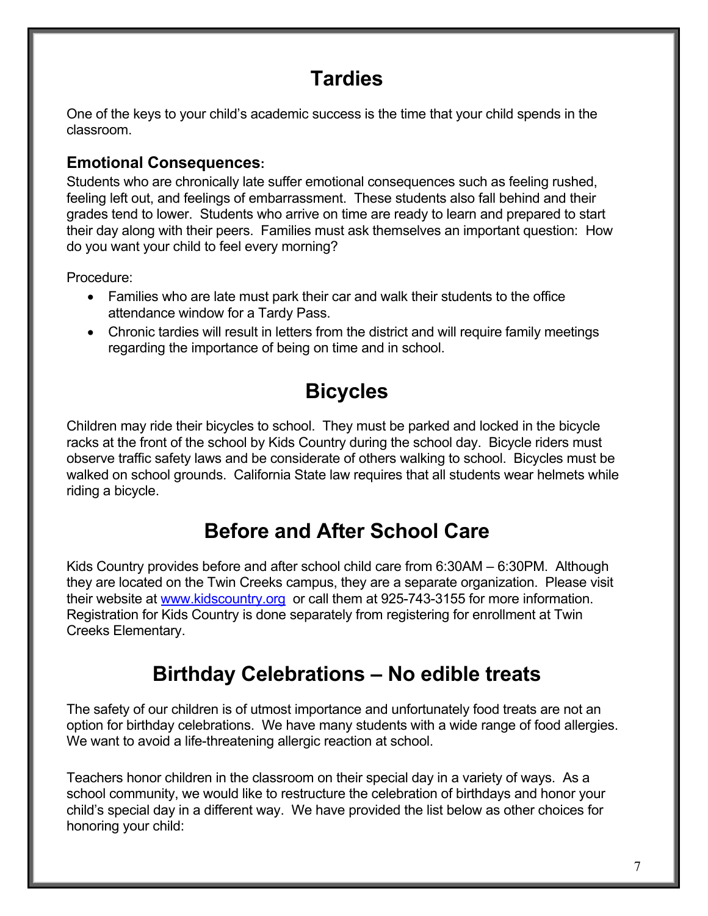# Tardies

One of the keys to your child's academic success is the time that your child spends in the classroom.

### Emotional Consequences:

Students who are chronically late suffer emotional consequences such as feeling rushed, feeling left out, and feelings of embarrassment. These students also fall behind and their grades tend to lower. Students who arrive on time are ready to learn and prepared to start their day along with their peers. Families must ask themselves an important question: How do you want your child to feel every morning?

Procedure:

- Families who are late must park their car and walk their students to the office attendance window for a Tardy Pass.
- Chronic tardies will result in letters from the district and will require family meetings regarding the importance of being on time and in school.

# Bicycles

Children may ride their bicycles to school. They must be parked and locked in the bicycle racks at the front of the school by Kids Country during the school day. Bicycle riders must observe traffic safety laws and be considerate of others walking to school. Bicycles must be walked on school grounds. California State law requires that all students wear helmets while riding a bicycle.

# Before and After School Care

Kids Country provides before and after school child care from 6:30AM – 6:30PM. Although they are located on the Twin Creeks campus, they are a separate organization. Please visit their website at www.kidscountry.org or call them at 925-743-3155 for more information. Registration for Kids Country is done separately from registering for enrollment at Twin Creeks Elementary.

# Birthday Celebrations – No edible treats

The safety of our children is of utmost importance and unfortunately food treats are not an option for birthday celebrations. We have many students with a wide range of food allergies. We want to avoid a life-threatening allergic reaction at school.

Teachers honor children in the classroom on their special day in a variety of ways. As a school community, we would like to restructure the celebration of birthdays and honor your child's special day in a different way. We have provided the list below as other choices for honoring your child: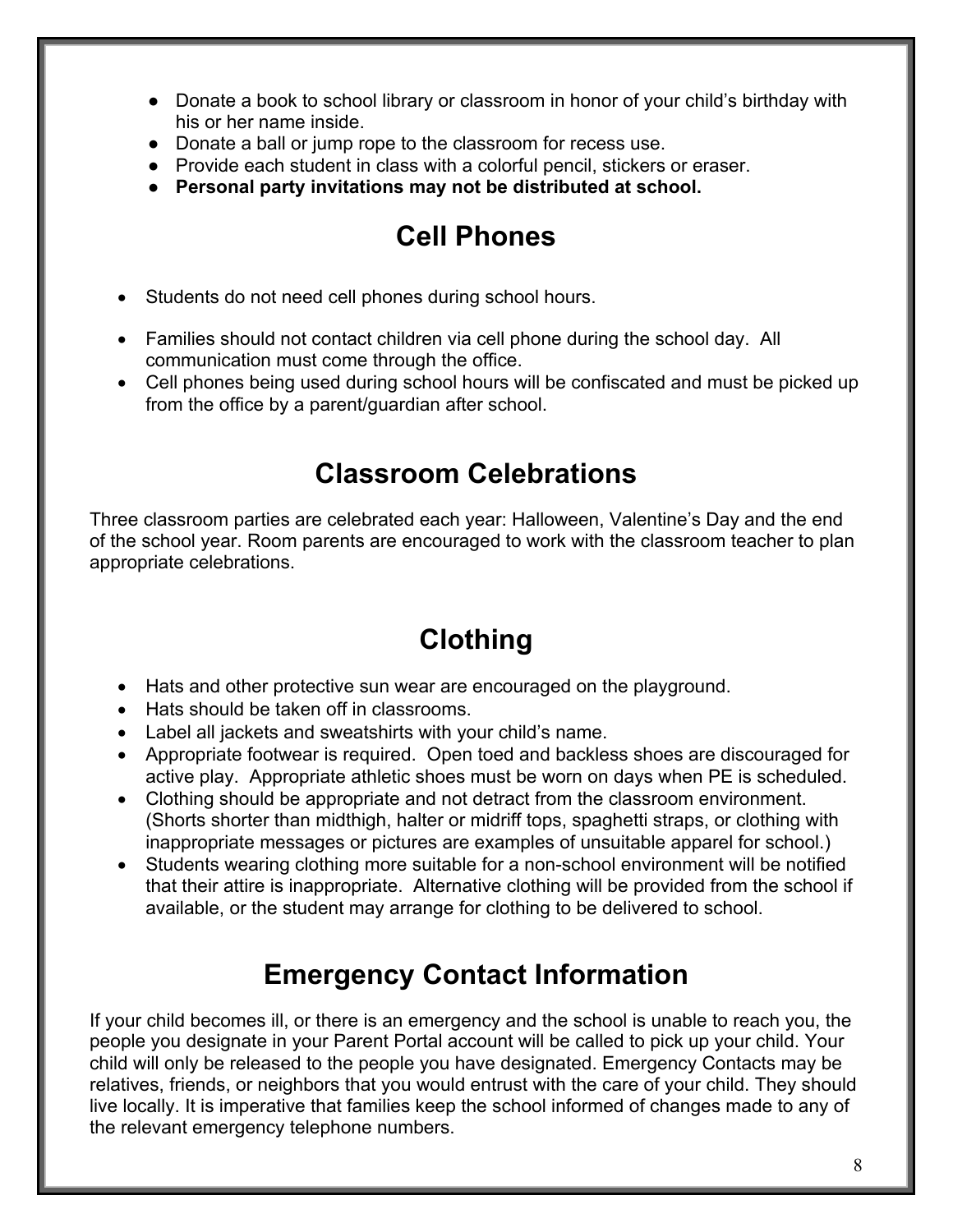- Donate a book to school library or classroom in honor of your child's birthday with his or her name inside.
- Donate a ball or jump rope to the classroom for recess use.
- Provide each student in class with a colorful pencil, stickers or eraser.
- **Personal party invitations may not be distributed at school.**

# Cell Phones

- Students do not need cell phones during school hours.
- Families should not contact children via cell phone during the school day. All communication must come through the office.
- Cell phones being used during school hours will be confiscated and must be picked up from the office by a parent/guardian after school.

# Classroom Celebrations

Three classroom parties are celebrated each year: Halloween, Valentine's Day and the end of the school year. Room parents are encouraged to work with the classroom teacher to plan appropriate celebrations.

# Clothing

- Hats and other protective sun wear are encouraged on the playground.
- Hats should be taken off in classrooms.
- Label all jackets and sweatshirts with your child's name.
- Appropriate footwear is required. Open toed and backless shoes are discouraged for active play. Appropriate athletic shoes must be worn on days when PE is scheduled.
- Clothing should be appropriate and not detract from the classroom environment. (Shorts shorter than midthigh, halter or midriff tops, spaghetti straps, or clothing with inappropriate messages or pictures are examples of unsuitable apparel for school.)
- Students wearing clothing more suitable for a non-school environment will be notified that their attire is inappropriate. Alternative clothing will be provided from the school if available, or the student may arrange for clothing to be delivered to school.

# Emergency Contact Information

If your child becomes ill, or there is an emergency and the school is unable to reach you, the people you designate in your Parent Portal account will be called to pick up your child. Your child will only be released to the people you have designated. Emergency Contacts may be relatives, friends, or neighbors that you would entrust with the care of your child. They should live locally. It is imperative that families keep the school informed of changes made to any of the relevant emergency telephone numbers.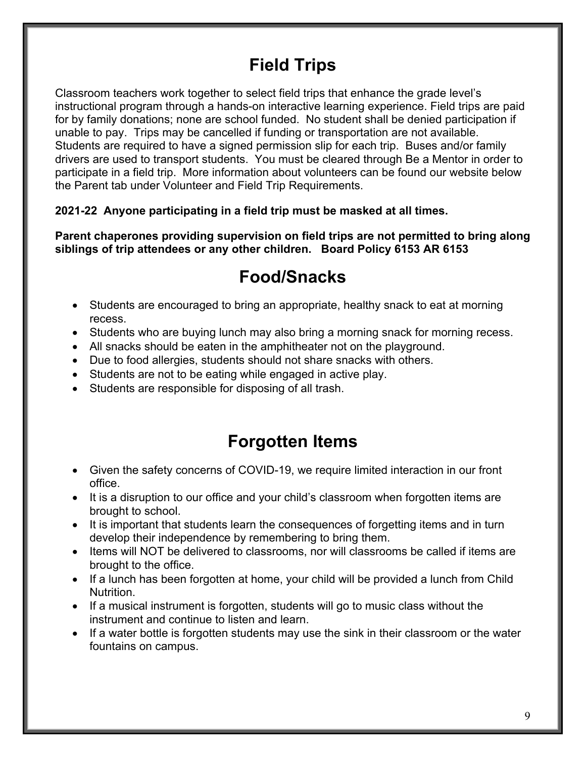# Field Trips

Classroom teachers work together to select field trips that enhance the grade level's instructional program through a hands-on interactive learning experience. Field trips are paid for by family donations; none are school funded. No student shall be denied participation if unable to pay. Trips may be cancelled if funding or transportation are not available. Students are required to have a signed permission slip for each trip. Buses and/or family drivers are used to transport students. You must be cleared through Be a Mentor in order to participate in a field trip. More information about volunteers can be found our website below the Parent tab under Volunteer and Field Trip Requirements.

**2021-22 Anyone participating in a field trip must be masked at all times.**

**Parent chaperones providing supervision on field trips are not permitted to bring along siblings of trip attendees or any other children. Board Policy 6153 AR 6153**

# Food/Snacks

- Students are encouraged to bring an appropriate, healthy snack to eat at morning recess.
- Students who are buying lunch may also bring a morning snack for morning recess.
- All snacks should be eaten in the amphitheater not on the playground.
- Due to food allergies, students should not share snacks with others.
- Students are not to be eating while engaged in active play.
- Students are responsible for disposing of all trash.

# Forgotten Items

- Given the safety concerns of COVID-19, we require limited interaction in our front office.
- It is a disruption to our office and your child's classroom when forgotten items are brought to school.
- It is important that students learn the consequences of forgetting items and in turn develop their independence by remembering to bring them.
- Items will NOT be delivered to classrooms, nor will classrooms be called if items are brought to the office.
- If a lunch has been forgotten at home, your child will be provided a lunch from Child Nutrition.
- If a musical instrument is forgotten, students will go to music class without the instrument and continue to listen and learn.
- If a water bottle is forgotten students may use the sink in their classroom or the water fountains on campus.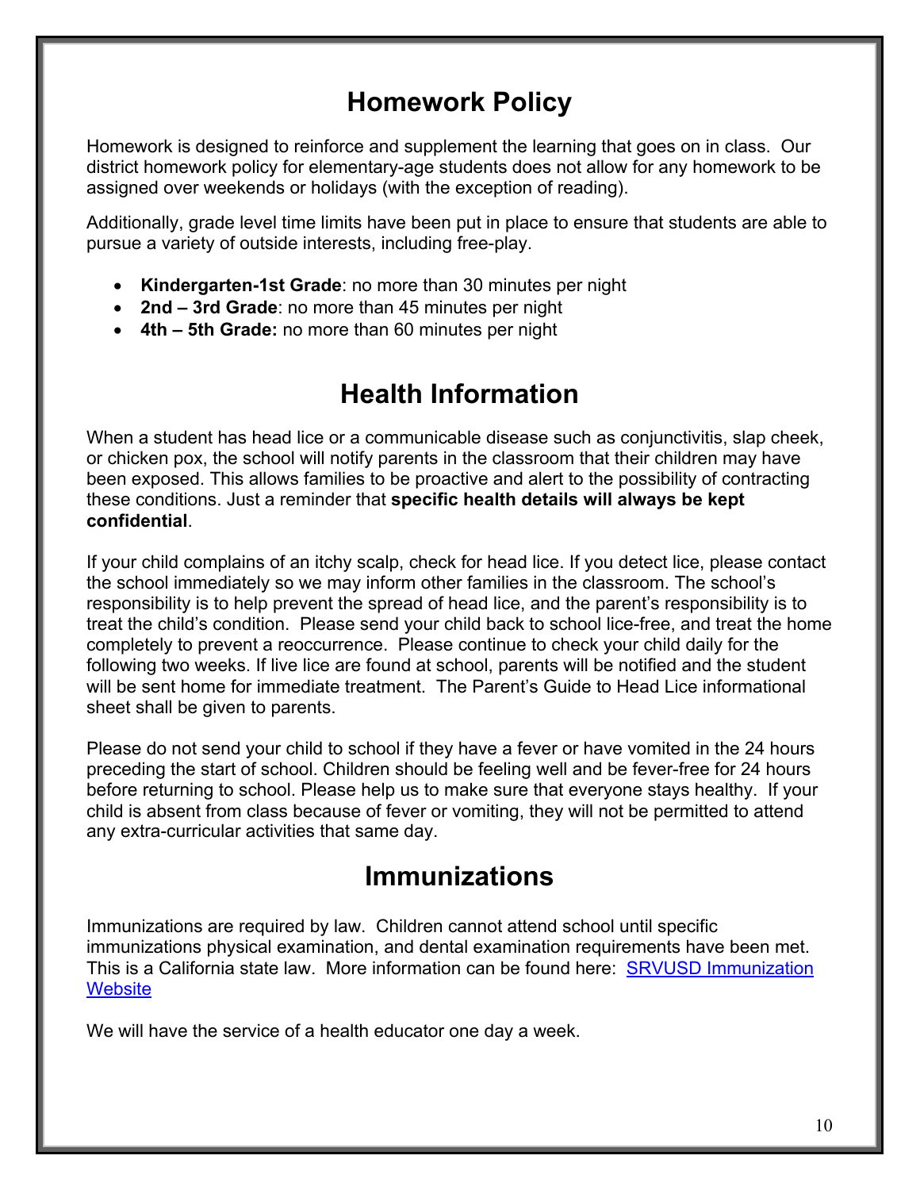# Homework Policy

Homework is designed to reinforce and supplement the learning that goes on in class. Our district homework policy for elementary-age students does not allow for any homework to be assigned over weekends or holidays (with the exception of reading).

Additionally, grade level time limits have been put in place to ensure that students are able to pursue a variety of outside interests, including free-play.

- **Kindergarten-1st Grade**: no more than 30 minutes per night
- **2nd – 3rd Grade**: no more than 45 minutes per night
- **4th – 5th Grade:** no more than 60 minutes per night

# Health Information

When a student has head lice or a communicable disease such as conjunctivitis, slap cheek, or chicken pox, the school will notify parents in the classroom that their children may have been exposed. This allows families to be proactive and alert to the possibility of contracting these conditions. Just a reminder that **specific health details will always be kept confidential**.

If your child complains of an itchy scalp, check for head lice. If you detect lice, please contact the school immediately so we may inform other families in the classroom. The school's responsibility is to help prevent the spread of head lice, and the parent's responsibility is to treat the child's condition. Please send your child back to school lice-free, and treat the home completely to prevent a reoccurrence. Please continue to check your child daily for the following two weeks. If live lice are found at school, parents will be notified and the student will be sent home for immediate treatment. The Parent's Guide to Head Lice informational sheet shall be given to parents.

Please do not send your child to school if they have a fever or have vomited in the 24 hours preceding the start of school. Children should be feeling well and be fever-free for 24 hours before returning to school. Please help us to make sure that everyone stays healthy. If your child is absent from class because of fever or vomiting, they will not be permitted to attend any extra-curricular activities that same day.

# Immunizations

Immunizations are required by law. Children cannot attend school until specific immunizations physical examination, and dental examination requirements have been met. This is a California state law. More information can be found here: [SRVUSD Immunization Website]

We will have the service of a health educator one day a week.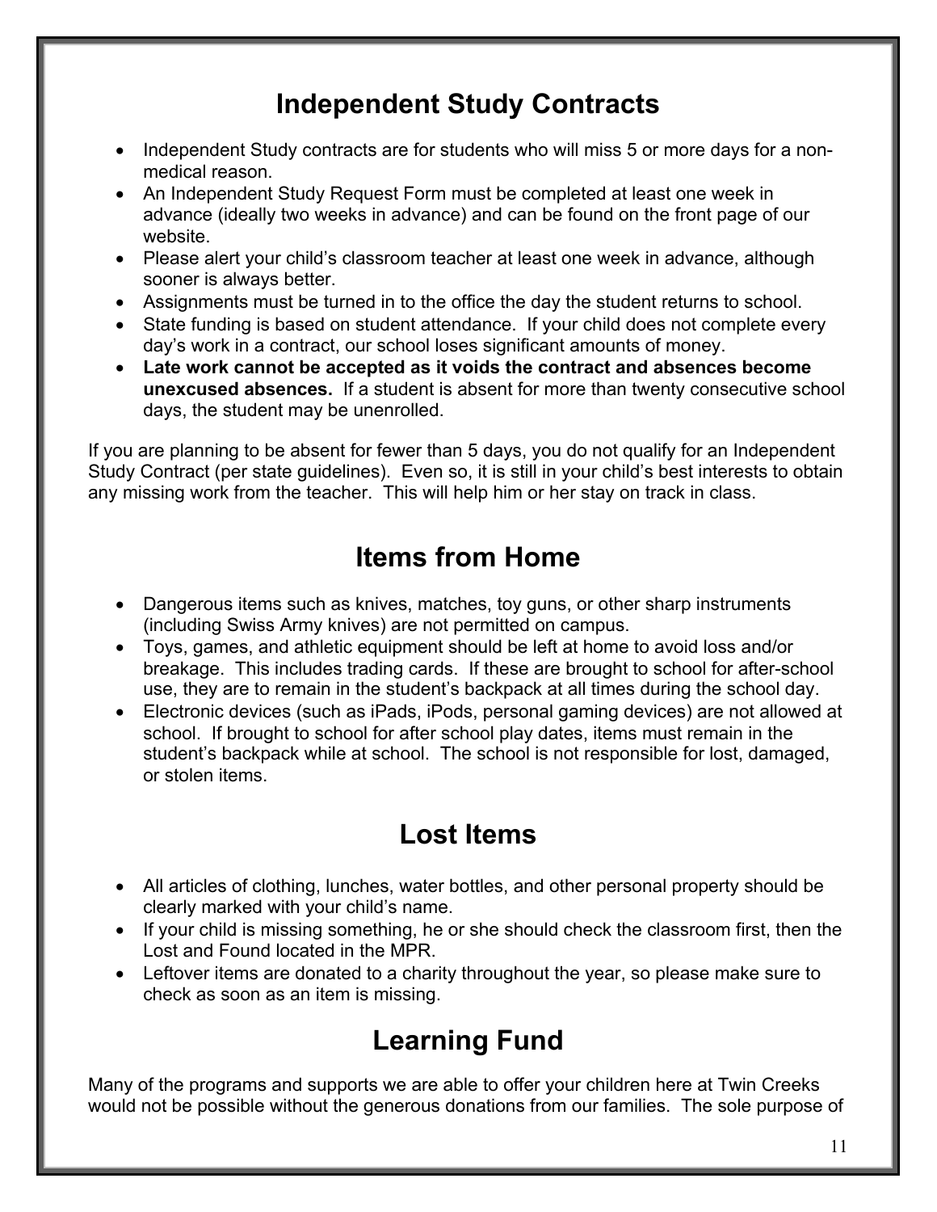## Independent Study Contracts

- Independent Study contracts are for students who will miss 5 or more days for a non-medical reason.
- An Independent Study Request Form must be completed at least one week in advance (ideally two weeks in advance) and can be found on the front page of our website.
- Please alert your child's classroom teacher at least one week in advance, although sooner is always better.
- Assignments must be turned in to the office the day the student returns to school.
- State funding is based on student attendance. If your child does not complete every day's work in a contract, our school loses significant amounts of money.
- **Late work cannot be accepted as it voids the contract and absences become unexcused absences.** If a student is absent for more than twenty consecutive school days, the student may be unenrolled.

If you are planning to be absent for fewer than 5 days, you do not qualify for an Independent Study Contract (per state guidelines). Even so, it is still in your child's best interests to obtain any missing work from the teacher. This will help him or her stay on track in class.

## Items from Home

- Dangerous items such as knives, matches, toy guns, or other sharp instruments (including Swiss Army knives) are not permitted on campus.
- Toys, games, and athletic equipment should be left at home to avoid loss and/or breakage. This includes trading cards. If these are brought to school for after-school use, they are to remain in the student's backpack at all times during the school day.
- Electronic devices (such as iPads, iPods, personal gaming devices) are not allowed at school. If brought to school for after school play dates, items must remain in the student's backpack while at school. The school is not responsible for lost, damaged, or stolen items.

## Lost Items

- All articles of clothing, lunches, water bottles, and other personal property should be clearly marked with your child's name.
- If your child is missing something, he or she should check the classroom first, then the Lost and Found located in the MPR.
- Leftover items are donated to a charity throughout the year, so please make sure to check as soon as an item is missing.

## Learning Fund

Many of the programs and supports we are able to offer your children here at Twin Creeks would not be possible without the generous donations from our families. The sole purpose of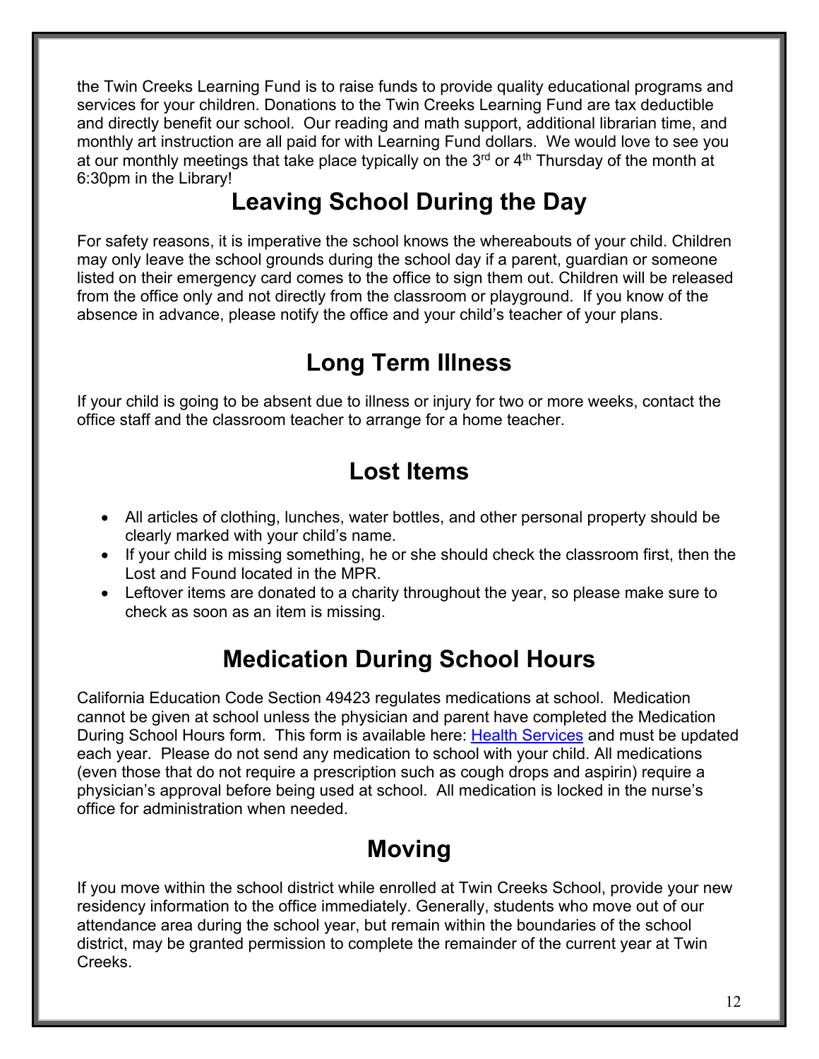the Twin Creeks Learning Fund is to raise funds to provide quality educational programs and services for your children. Donations to the Twin Creeks Learning Fund are tax deductible and directly benefit our school. Our reading and math support, additional librarian time, and monthly art instruction are all paid for with Learning Fund dollars. We would love to see you at our monthly meetings that take place typically on the 3rd or 4th Thursday of the month at 6:30pm in the Library!

# Leaving School During the Day

For safety reasons, it is imperative the school knows the whereabouts of your child. Children may only leave the school grounds during the school day if a parent, guardian or someone listed on their emergency card comes to the office to sign them out. Children will be released from the office only and not directly from the classroom or playground. If you know of the absence in advance, please notify the office and your child's teacher of your plans.

# Long Term Illness

If your child is going to be absent due to illness or injury for two or more weeks, contact the office staff and the classroom teacher to arrange for a home teacher.

# Lost Items

- All articles of clothing, lunches, water bottles, and other personal property should be clearly marked with your child's name.
- If your child is missing something, he or she should check the classroom first, then the Lost and Found located in the MPR.
- Leftover items are donated to a charity throughout the year, so please make sure to check as soon as an item is missing.

# Medication During School Hours

California Education Code Section 49423 regulates medications at school. Medication cannot be given at school unless the physician and parent have completed the Medication During School Hours form. This form is available here: [Health Services]() and must be updated each year. Please do not send any medication to school with your child. All medications (even those that do not require a prescription such as cough drops and aspirin) require a physician's approval before being used at school. All medication is locked in the nurse's office for administration when needed.

# Moving

If you move within the school district while enrolled at Twin Creeks School, provide your new residency information to the office immediately. Generally, students who move out of our attendance area during the school year, but remain within the boundaries of the school district, may be granted permission to complete the remainder of the current year at Twin Creeks.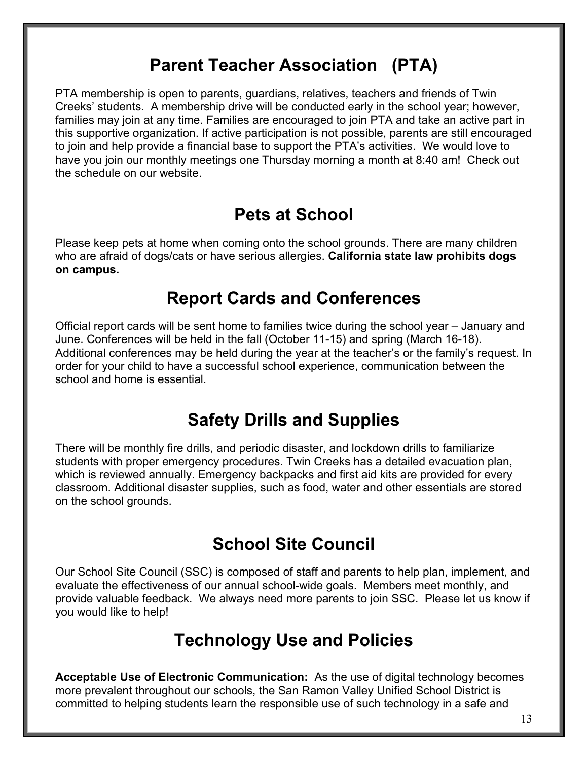## Parent Teacher Association (PTA)

PTA membership is open to parents, guardians, relatives, teachers and friends of Twin Creeks' students. A membership drive will be conducted early in the school year; however, families may join at any time. Families are encouraged to join PTA and take an active part in this supportive organization. If active participation is not possible, parents are still encouraged to join and help provide a financial base to support the PTA's activities. We would love to have you join our monthly meetings one Thursday morning a month at 8:40 am! Check out the schedule on our website.

## Pets at School

Please keep pets at home when coming onto the school grounds. There are many children who are afraid of dogs/cats or have serious allergies. **California state law prohibits dogs on campus.**

## Report Cards and Conferences

Official report cards will be sent home to families twice during the school year – January and June. Conferences will be held in the fall (October 11-15) and spring (March 16-18). Additional conferences may be held during the year at the teacher's or the family's request. In order for your child to have a successful school experience, communication between the school and home is essential.

## Safety Drills and Supplies

There will be monthly fire drills, and periodic disaster, and lockdown drills to familiarize students with proper emergency procedures. Twin Creeks has a detailed evacuation plan, which is reviewed annually. Emergency backpacks and first aid kits are provided for every classroom. Additional disaster supplies, such as food, water and other essentials are stored on the school grounds.

## School Site Council

Our School Site Council (SSC) is composed of staff and parents to help plan, implement, and evaluate the effectiveness of our annual school-wide goals. Members meet monthly, and provide valuable feedback. We always need more parents to join SSC. Please let us know if you would like to help!

## Technology Use and Policies

**Acceptable Use of Electronic Communication:** As the use of digital technology becomes more prevalent throughout our schools, the San Ramon Valley Unified School District is committed to helping students learn the responsible use of such technology in a safe and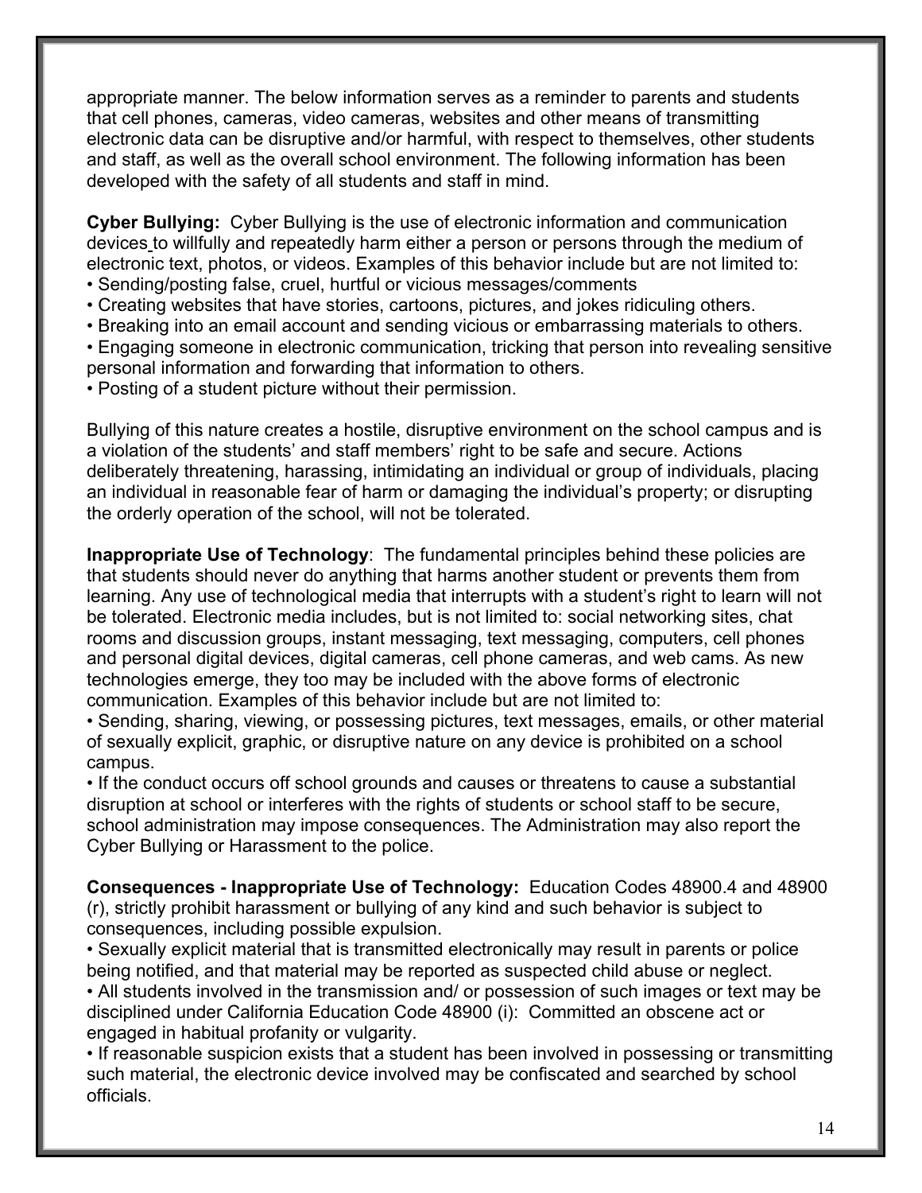appropriate manner. The below information serves as a reminder to parents and students that cell phones, cameras, video cameras, websites and other means of transmitting electronic data can be disruptive and/or harmful, with respect to themselves, other students and staff, as well as the overall school environment. The following information has been developed with the safety of all students and staff in mind.

**Cyber Bullying:** Cyber Bullying is the use of electronic information and communication devices to willfully and repeatedly harm either a person or persons through the medium of electronic text, photos, or videos. Examples of this behavior include but are not limited to:

- Sending/posting false, cruel, hurtful or vicious messages/comments
- Creating websites that have stories, cartoons, pictures, and jokes ridiculing others.
- Breaking into an email account and sending vicious or embarrassing materials to others.
- Engaging someone in electronic communication, tricking that person into revealing sensitive personal information and forwarding that information to others.
- Posting of a student picture without their permission.

Bullying of this nature creates a hostile, disruptive environment on the school campus and is a violation of the students' and staff members' right to be safe and secure. Actions deliberately threatening, harassing, intimidating an individual or group of individuals, placing an individual in reasonable fear of harm or damaging the individual's property; or disrupting the orderly operation of the school, will not be tolerated.

**Inappropriate Use of Technology**: The fundamental principles behind these policies are that students should never do anything that harms another student or prevents them from learning. Any use of technological media that interrupts with a student's right to learn will not be tolerated. Electronic media includes, but is not limited to: social networking sites, chat rooms and discussion groups, instant messaging, text messaging, computers, cell phones and personal digital devices, digital cameras, cell phone cameras, and web cams. As new technologies emerge, they too may be included with the above forms of electronic communication. Examples of this behavior include but are not limited to:

- Sending, sharing, viewing, or possessing pictures, text messages, emails, or other material of sexually explicit, graphic, or disruptive nature on any device is prohibited on a school campus.
- If the conduct occurs off school grounds and causes or threatens to cause a substantial disruption at school or interferes with the rights of students or school staff to be secure, school administration may impose consequences. The Administration may also report the Cyber Bullying or Harassment to the police.

**Consequences - Inappropriate Use of Technology:** Education Codes 48900.4 and 48900 (r), strictly prohibit harassment or bullying of any kind and such behavior is subject to consequences, including possible expulsion.

- Sexually explicit material that is transmitted electronically may result in parents or police being notified, and that material may be reported as suspected child abuse or neglect.
- All students involved in the transmission and/ or possession of such images or text may be disciplined under California Education Code 48900 (i): Committed an obscene act or engaged in habitual profanity or vulgarity.
- If reasonable suspicion exists that a student has been involved in possessing or transmitting such material, the electronic device involved may be confiscated and searched by school officials.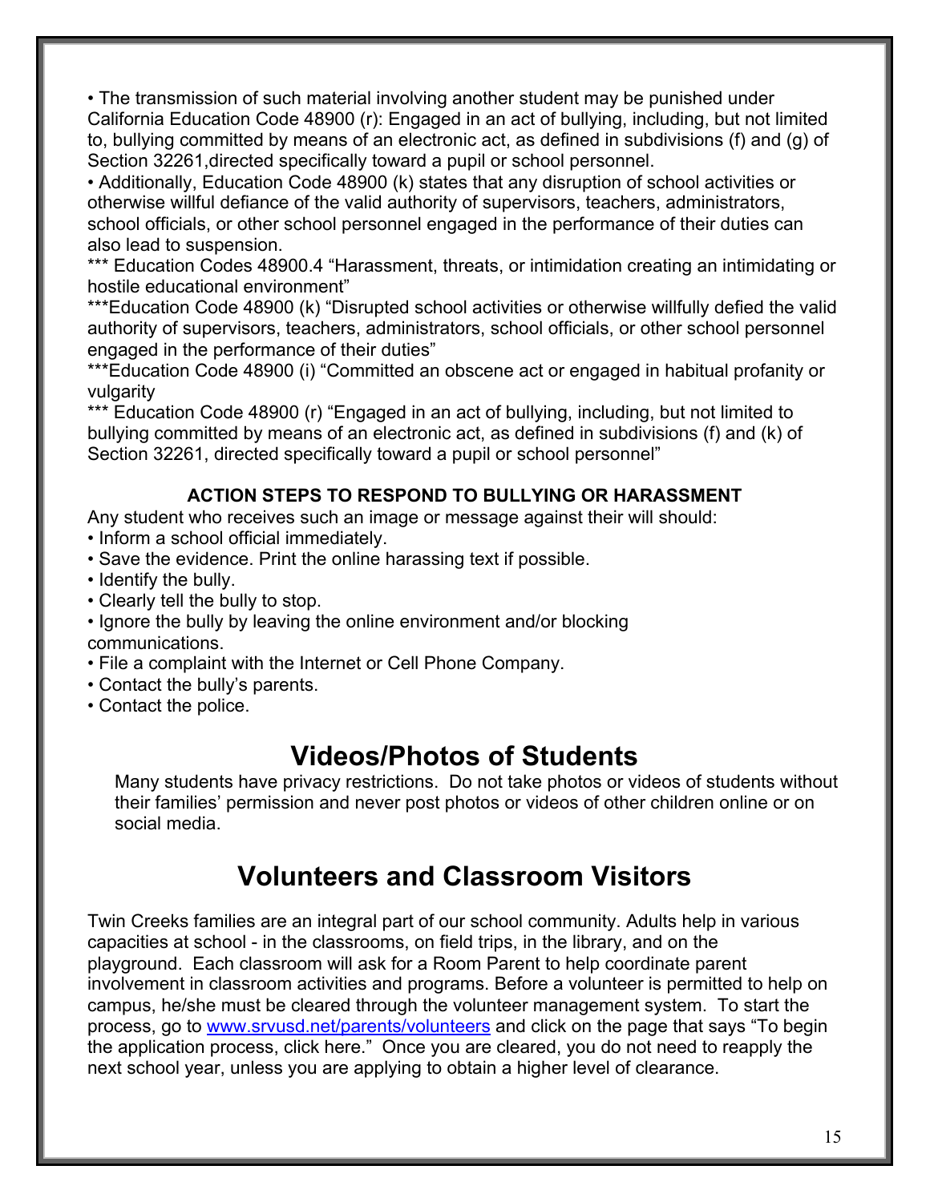• The transmission of such material involving another student may be punished under California Education Code 48900 (r): Engaged in an act of bullying, including, but not limited to, bullying committed by means of an electronic act, as defined in subdivisions (f) and (g) of Section 32261,directed specifically toward a pupil or school personnel.
• Additionally, Education Code 48900 (k) states that any disruption of school activities or otherwise willful defiance of the valid authority of supervisors, teachers, administrators, school officials, or other school personnel engaged in the performance of their duties can also lead to suspension.
*** Education Codes 48900.4 "Harassment, threats, or intimidation creating an intimidating or hostile educational environment"
***Education Code 48900 (k) "Disrupted school activities or otherwise willfully defied the valid authority of supervisors, teachers, administrators, school officials, or other school personnel engaged in the performance of their duties"
***Education Code 48900 (i) "Committed an obscene act or engaged in habitual profanity or vulgarity
*** Education Code 48900 (r) "Engaged in an act of bullying, including, but not limited to bullying committed by means of an electronic act, as defined in subdivisions (f) and (k) of Section 32261, directed specifically toward a pupil or school personnel"

**ACTION STEPS TO RESPOND TO BULLYING OR HARASSMENT**

Any student who receives such an image or message against their will should:
• Inform a school official immediately.
• Save the evidence. Print the online harassing text if possible.
• Identify the bully.
• Clearly tell the bully to stop.
• Ignore the bully by leaving the online environment and/or blocking communications.
• File a complaint with the Internet or Cell Phone Company.
• Contact the bully's parents.
• Contact the police.

# Videos/Photos of Students

Many students have privacy restrictions. Do not take photos or videos of students without their families' permission and never post photos or videos of other children online or on social media.

# Volunteers and Classroom Visitors

Twin Creeks families are an integral part of our school community. Adults help in various capacities at school - in the classrooms, on field trips, in the library, and on the playground. Each classroom will ask for a Room Parent to help coordinate parent involvement in classroom activities and programs. Before a volunteer is permitted to help on campus, he/she must be cleared through the volunteer management system. To start the process, go to [www.srvusd.net/parents/volunteers](http://www.srvusd.net/parents/volunteers) and click on the page that says "To begin the application process, click here." Once you are cleared, you do not need to reapply the next school year, unless you are applying to obtain a higher level of clearance.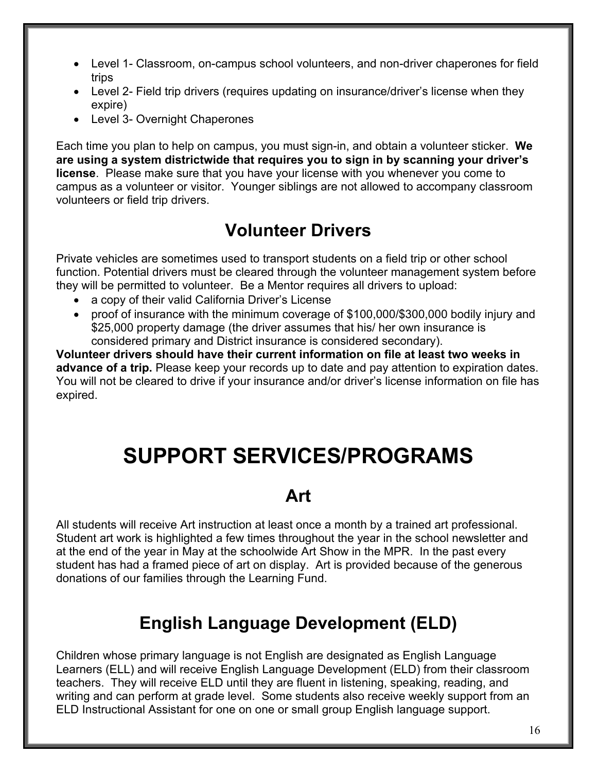- Level 1- Classroom, on-campus school volunteers, and non-driver chaperones for field trips
- Level 2- Field trip drivers (requires updating on insurance/driver's license when they expire)
- Level 3- Overnight Chaperones

Each time you plan to help on campus, you must sign-in, and obtain a volunteer sticker. **We are using a system districtwide that requires you to sign in by scanning your driver's license**. Please make sure that you have your license with you whenever you come to campus as a volunteer or visitor. Younger siblings are not allowed to accompany classroom volunteers or field trip drivers.

## Volunteer Drivers

Private vehicles are sometimes used to transport students on a field trip or other school function. Potential drivers must be cleared through the volunteer management system before they will be permitted to volunteer. Be a Mentor requires all drivers to upload:

- a copy of their valid California Driver's License
- proof of insurance with the minimum coverage of $100,000/$300,000 bodily injury and $25,000 property damage (the driver assumes that his/ her own insurance is considered primary and District insurance is considered secondary).

**Volunteer drivers should have their current information on file at least two weeks in advance of a trip.** Please keep your records up to date and pay attention to expiration dates. You will not be cleared to drive if your insurance and/or driver's license information on file has expired.

# SUPPORT SERVICES/PROGRAMS

## Art

All students will receive Art instruction at least once a month by a trained art professional. Student art work is highlighted a few times throughout the year in the school newsletter and at the end of the year in May at the schoolwide Art Show in the MPR. In the past every student has had a framed piece of art on display. Art is provided because of the generous donations of our families through the Learning Fund.

## English Language Development (ELD)

Children whose primary language is not English are designated as English Language Learners (ELL) and will receive English Language Development (ELD) from their classroom teachers. They will receive ELD until they are fluent in listening, speaking, reading, and writing and can perform at grade level. Some students also receive weekly support from an ELD Instructional Assistant for one on one or small group English language support.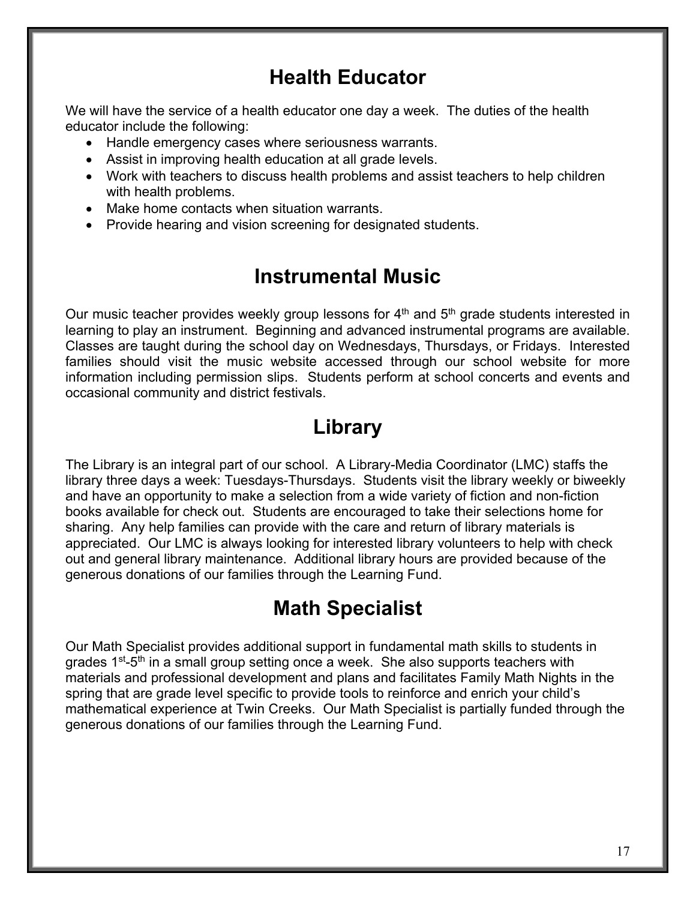## Health Educator

We will have the service of a health educator one day a week. The duties of the health educator include the following:

- Handle emergency cases where seriousness warrants.
- Assist in improving health education at all grade levels.
- Work with teachers to discuss health problems and assist teachers to help children with health problems.
- Make home contacts when situation warrants.
- Provide hearing and vision screening for designated students.

## Instrumental Music

Our music teacher provides weekly group lessons for 4th and 5th grade students interested in learning to play an instrument. Beginning and advanced instrumental programs are available. Classes are taught during the school day on Wednesdays, Thursdays, or Fridays. Interested families should visit the music website accessed through our school website for more information including permission slips. Students perform at school concerts and events and occasional community and district festivals.

## Library

The Library is an integral part of our school. A Library-Media Coordinator (LMC) staffs the library three days a week: Tuesdays-Thursdays. Students visit the library weekly or biweekly and have an opportunity to make a selection from a wide variety of fiction and non-fiction books available for check out. Students are encouraged to take their selections home for sharing. Any help families can provide with the care and return of library materials is appreciated. Our LMC is always looking for interested library volunteers to help with check out and general library maintenance. Additional library hours are provided because of the generous donations of our families through the Learning Fund.

## Math Specialist

Our Math Specialist provides additional support in fundamental math skills to students in grades 1st-5th in a small group setting once a week. She also supports teachers with materials and professional development and plans and facilitates Family Math Nights in the spring that are grade level specific to provide tools to reinforce and enrich your child's mathematical experience at Twin Creeks. Our Math Specialist is partially funded through the generous donations of our families through the Learning Fund.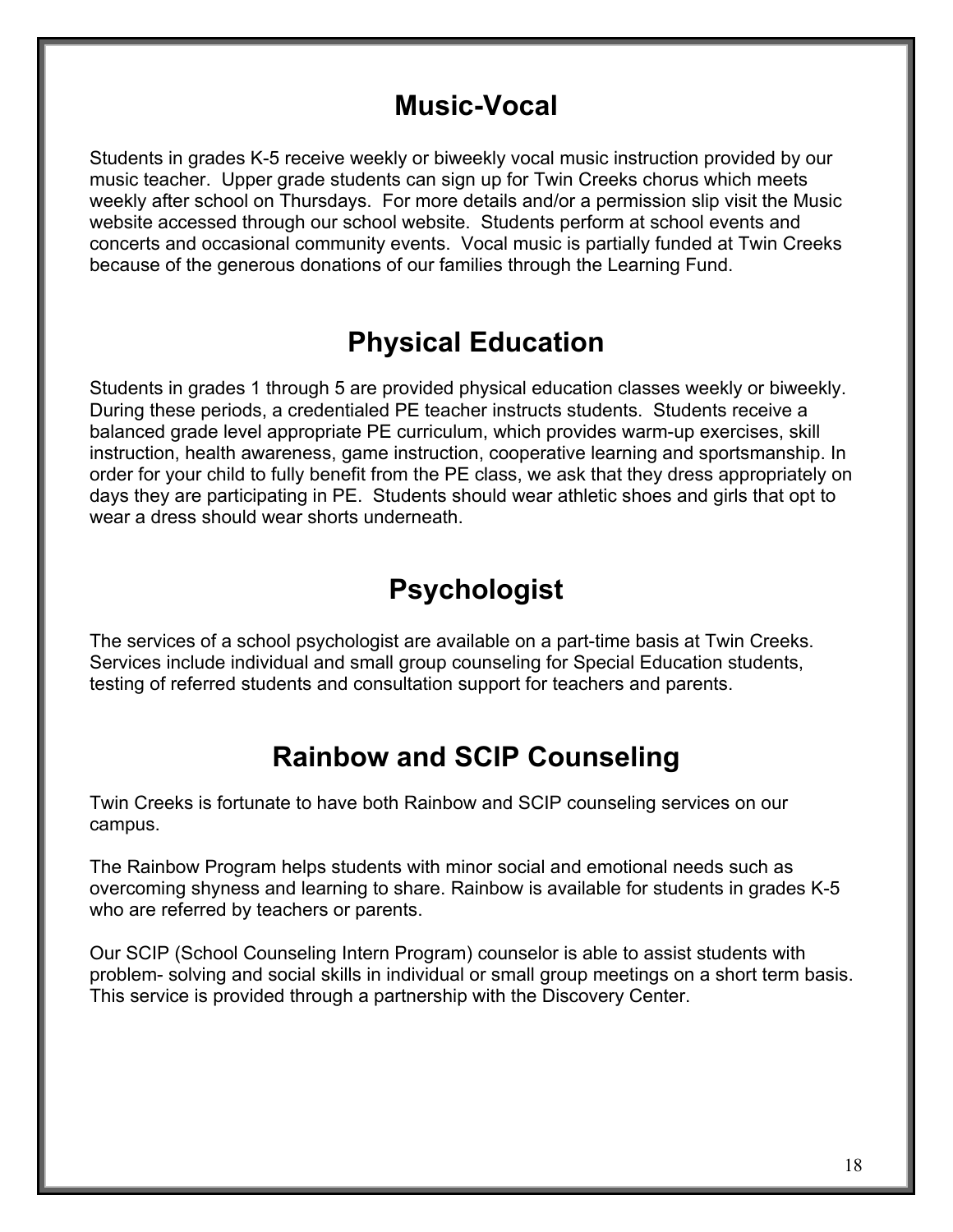## Music-Vocal

Students in grades K-5 receive weekly or biweekly vocal music instruction provided by our music teacher. Upper grade students can sign up for Twin Creeks chorus which meets weekly after school on Thursdays. For more details and/or a permission slip visit the Music website accessed through our school website. Students perform at school events and concerts and occasional community events. Vocal music is partially funded at Twin Creeks because of the generous donations of our families through the Learning Fund.

## Physical Education

Students in grades 1 through 5 are provided physical education classes weekly or biweekly. During these periods, a credentialed PE teacher instructs students. Students receive a balanced grade level appropriate PE curriculum, which provides warm-up exercises, skill instruction, health awareness, game instruction, cooperative learning and sportsmanship. In order for your child to fully benefit from the PE class, we ask that they dress appropriately on days they are participating in PE. Students should wear athletic shoes and girls that opt to wear a dress should wear shorts underneath.

## Psychologist

The services of a school psychologist are available on a part-time basis at Twin Creeks. Services include individual and small group counseling for Special Education students, testing of referred students and consultation support for teachers and parents.

## Rainbow and SCIP Counseling

Twin Creeks is fortunate to have both Rainbow and SCIP counseling services on our campus.

The Rainbow Program helps students with minor social and emotional needs such as overcoming shyness and learning to share. Rainbow is available for students in grades K-5 who are referred by teachers or parents.

Our SCIP (School Counseling Intern Program) counselor is able to assist students with problem- solving and social skills in individual or small group meetings on a short term basis. This service is provided through a partnership with the Discovery Center.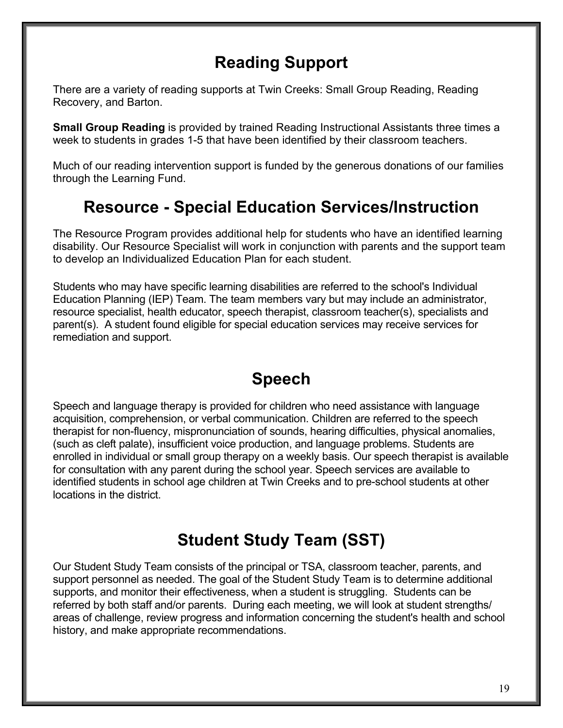## Reading Support

There are a variety of reading supports at Twin Creeks: Small Group Reading, Reading Recovery, and Barton.

**Small Group Reading** is provided by trained Reading Instructional Assistants three times a week to students in grades 1-5 that have been identified by their classroom teachers.

Much of our reading intervention support is funded by the generous donations of our families through the Learning Fund.

## Resource - Special Education Services/Instruction

The Resource Program provides additional help for students who have an identified learning disability. Our Resource Specialist will work in conjunction with parents and the support team to develop an Individualized Education Plan for each student.

Students who may have specific learning disabilities are referred to the school's Individual Education Planning (IEP) Team. The team members vary but may include an administrator, resource specialist, health educator, speech therapist, classroom teacher(s), specialists and parent(s). A student found eligible for special education services may receive services for remediation and support.

## Speech

Speech and language therapy is provided for children who need assistance with language acquisition, comprehension, or verbal communication. Children are referred to the speech therapist for non-fluency, mispronunciation of sounds, hearing difficulties, physical anomalies, (such as cleft palate), insufficient voice production, and language problems. Students are enrolled in individual or small group therapy on a weekly basis. Our speech therapist is available for consultation with any parent during the school year. Speech services are available to identified students in school age children at Twin Creeks and to pre-school students at other locations in the district.

## Student Study Team (SST)

Our Student Study Team consists of the principal or TSA, classroom teacher, parents, and support personnel as needed. The goal of the Student Study Team is to determine additional supports, and monitor their effectiveness, when a student is struggling. Students can be referred by both staff and/or parents. During each meeting, we will look at student strengths/ areas of challenge, review progress and information concerning the student's health and school history, and make appropriate recommendations.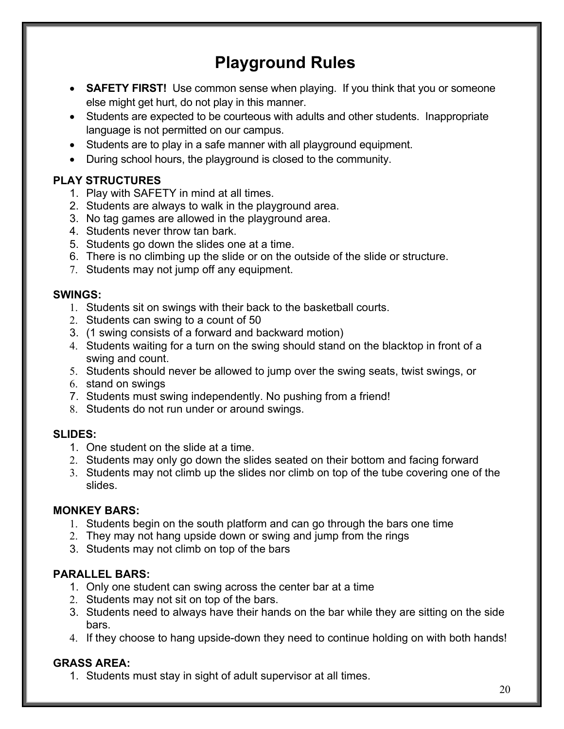# Playground Rules

- **SAFETY FIRST!** Use common sense when playing. If you think that you or someone else might get hurt, do not play in this manner.
- Students are expected to be courteous with adults and other students. Inappropriate language is not permitted on our campus.
- Students are to play in a safe manner with all playground equipment.
- During school hours, the playground is closed to the community.

**PLAY STRUCTURES**

1. Play with SAFETY in mind at all times.
2. Students are always to walk in the playground area.
3. No tag games are allowed in the playground area.
4. Students never throw tan bark.
5. Students go down the slides one at a time.
6. There is no climbing up the slide or on the outside of the slide or structure.
7. Students may not jump off any equipment.

**SWINGS:**

1. Students sit on swings with their back to the basketball courts.
2. Students can swing to a count of 50
3. (1 swing consists of a forward and backward motion)
4. Students waiting for a turn on the swing should stand on the blacktop in front of a swing and count.
5. Students should never be allowed to jump over the swing seats, twist swings, or
6. stand on swings
7. Students must swing independently. No pushing from a friend!
8. Students do not run under or around swings.

**SLIDES:**

1. One student on the slide at a time.
2. Students may only go down the slides seated on their bottom and facing forward
3. Students may not climb up the slides nor climb on top of the tube covering one of the slides.

**MONKEY BARS:**

1. Students begin on the south platform and can go through the bars one time
2. They may not hang upside down or swing and jump from the rings
3. Students may not climb on top of the bars

**PARALLEL BARS:**

1. Only one student can swing across the center bar at a time
2. Students may not sit on top of the bars.
3. Students need to always have their hands on the bar while they are sitting on the side bars.
4. If they choose to hang upside-down they need to continue holding on with both hands!

**GRASS AREA:**

1. Students must stay in sight of adult supervisor at all times.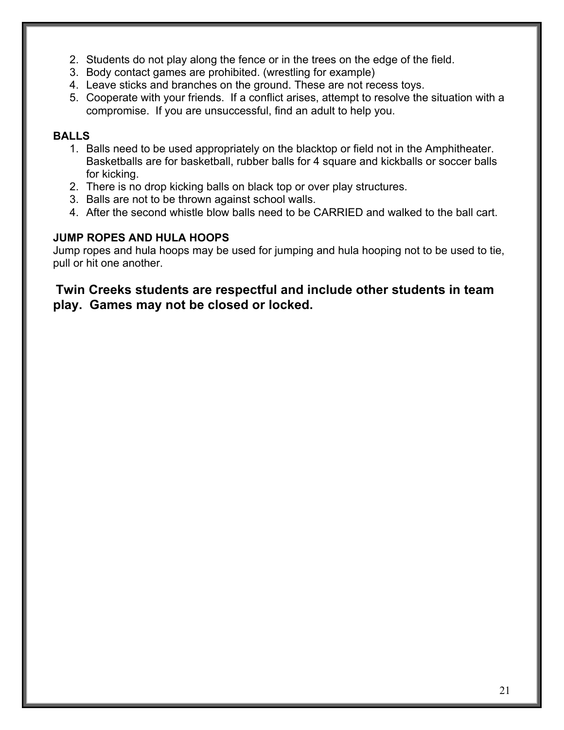2. Students do not play along the fence or in the trees on the edge of the field.
3. Body contact games are prohibited. (wrestling for example)
4. Leave sticks and branches on the ground. These are not recess toys.
5. Cooperate with your friends. If a conflict arises, attempt to resolve the situation with a compromise. If you are unsuccessful, find an adult to help you.

**BALLS**

1. Balls need to be used appropriately on the blacktop or field not in the Amphitheater. Basketballs are for basketball, rubber balls for 4 square and kickballs or soccer balls for kicking.
2. There is no drop kicking balls on black top or over play structures.
3. Balls are not to be thrown against school walls.
4. After the second whistle blow balls need to be CARRIED and walked to the ball cart.

**JUMP ROPES AND HULA HOOPS**

Jump ropes and hula hoops may be used for jumping and hula hooping not to be used to tie, pull or hit one another.

**Twin Creeks students are respectful and include other students in team play. Games may not be closed or locked.**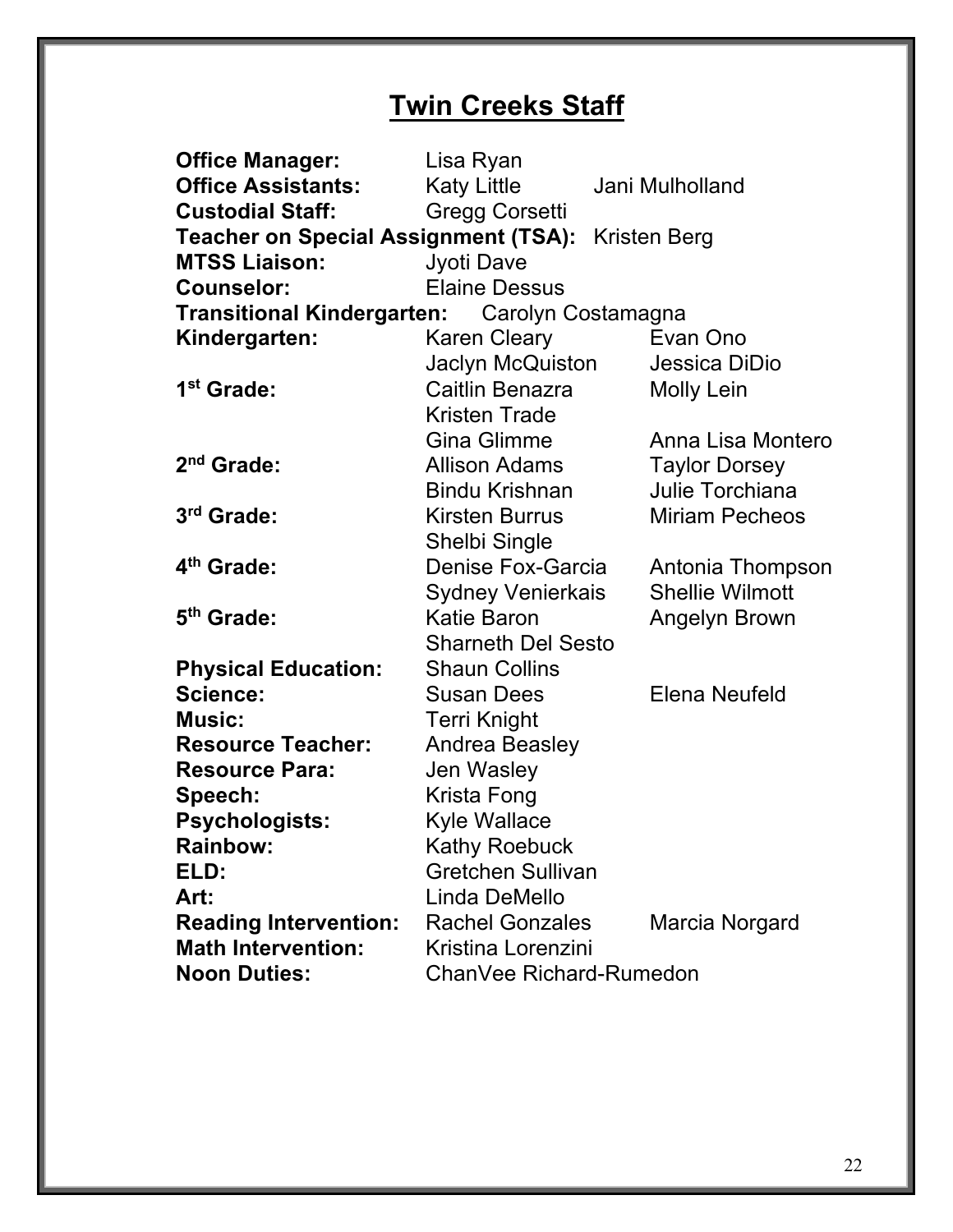# Twin Creeks Staff

| | | |
|---|---|---|
| **Office Manager:** | Lisa Ryan | |
| **Office Assistants:** | Katy Little | Jani Mulholland |
| **Custodial Staff:** | Gregg Corsetti | |
| **Teacher on Special Assignment (TSA):** | Kristen Berg | |
| **MTSS Liaison:** | Jyoti Dave | |
| **Counselor:** | Elaine Dessus | |
| **Transitional Kindergarten:** | Carolyn Costamagna | |
| **Kindergarten:** | Karen Cleary | Evan Ono |
| | Jaclyn McQuiston | Jessica DiDio |
| **1st Grade:** | Caitlin Benazra | Molly Lein |
| | Kristen Trade | |
| | Gina Glimme | Anna Lisa Montero |
| **2nd Grade:** | Allison Adams | Taylor Dorsey |
| | Bindu Krishnan | Julie Torchiana |
| **3rd Grade:** | Kirsten Burrus | Miriam Pecheos |
| | Shelbi Single | |
| **4th Grade:** | Denise Fox-Garcia | Antonia Thompson |
| | Sydney Venierkais | Shellie Wilmott |
| **5th Grade:** | Katie Baron | Angelyn Brown |
| | Sharneth Del Sesto | |
| **Physical Education:** | Shaun Collins | |
| **Science:** | Susan Dees | Elena Neufeld |
| **Music:** | Terri Knight | |
| **Resource Teacher:** | Andrea Beasley | |
| **Resource Para:** | Jen Wasley | |
| **Speech:** | Krista Fong | |
| **Psychologists:** | Kyle Wallace | |
| **Rainbow:** | Kathy Roebuck | |
| **ELD:** | Gretchen Sullivan | |
| **Art:** | Linda DeMello | |
| **Reading Intervention:** | Rachel Gonzales | Marcia Norgard |
| **Math Intervention:** | Kristina Lorenzini | |
| **Noon Duties:** | ChanVee Richard-Rumedon | |